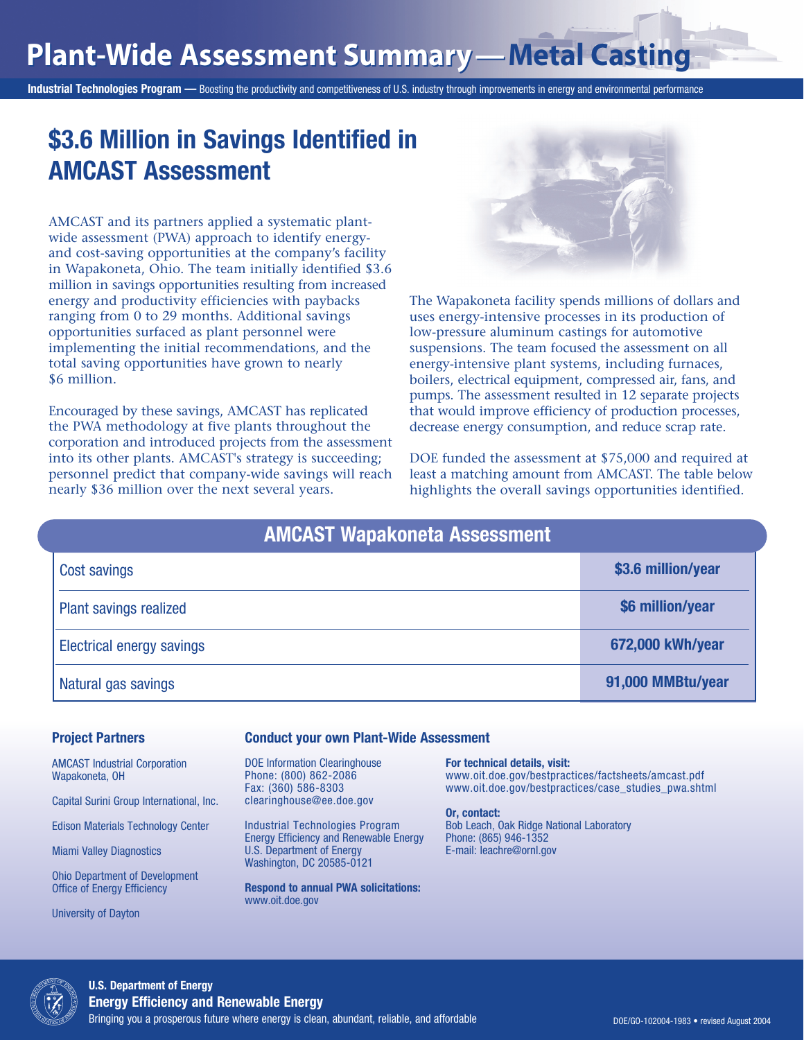# Plant-Wide Assessment Summary — Metal Casting

**Industrial Technologies Program —** Boosting the productivity and competitiveness of U.S. industry through improvements in energy and environmental performance

## $3.6 Million in Savings Identified in AMCAST Assessment

AMCAST and its partners applied a systematic plant-wide assessment (PWA) approach to identify energy- and cost-saving opportunities at the company's facility in Wapakoneta, Ohio. The team initially identified $3.6 million in savings opportunities resulting from increased energy and productivity efficiencies with paybacks ranging from 0 to 29 months. Additional savings opportunities surfaced as plant personnel were implementing the initial recommendations, and the total saving opportunities have grown to nearly $6 million.

Encouraged by these savings, AMCAST has replicated the PWA methodology at five plants throughout the corporation and introduced projects from the assessment into its other plants. AMCAST's strategy is succeeding; personnel predict that company-wide savings will reach nearly $36 million over the next several years.

The Wapakoneta facility spends millions of dollars and uses energy-intensive processes in its production of low-pressure aluminum castings for automotive suspensions. The team focused the assessment on all energy-intensive plant systems, including furnaces, boilers, electrical equipment, compressed air, fans, and pumps. The assessment resulted in 12 separate projects that would improve efficiency of production processes, decrease energy consumption, and reduce scrap rate.

DOE funded the assessment at $75,000 and required at least a matching amount from AMCAST. The table below highlights the overall savings opportunities identified.

| AMCAST Wapakoneta Assessment | |
|---|---|
| Cost savings | **$3.6 million/year** |
| Plant savings realized | **$6 million/year** |
| Electrical energy savings | **672,000 kWh/year** |
| Natural gas savings | **91,000 MMBtu/year** |

### Project Partners

AMCAST Industrial Corporation
Wapakoneta, OH

Capital Surini Group International, Inc.

Edison Materials Technology Center

Miami Valley Diagnostics

Ohio Department of Development
Office of Energy Efficiency

University of Dayton

### Conduct your own Plant-Wide Assessment

DOE Information Clearinghouse
Phone: (800) 862-2086
Fax: (360) 586-8303
clearinghouse@ee.doe.gov

Industrial Technologies Program
Energy Efficiency and Renewable Energy
U.S. Department of Energy
Washington, DC 20585-0121

**Respond to annual PWA solicitations:**
www.oit.doe.gov

**For technical details, visit:**
www.oit.doe.gov/bestpractices/factsheets/amcast.pdf
www.oit.doe.gov/bestpractices/case_studies_pwa.shtml

**Or, contact:**
Bob Leach, Oak Ridge National Laboratory
Phone: (865) 946-1352
E-mail: leachre@ornl.gov

**U.S. Department of Energy**
**Energy Efficiency and Renewable Energy**
Bringing you a prosperous future where energy is clean, abundant, reliable, and affordable

DOE/GO-102004-1983 • revised August 2004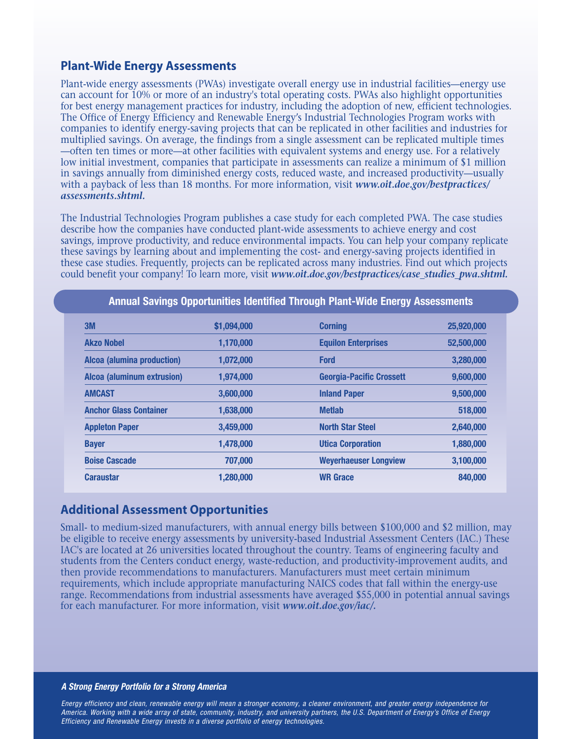## Plant-Wide Energy Assessments

Plant-wide energy assessments (PWAs) investigate overall energy use in industrial facilities—energy use can account for 10% or more of an industry's total operating costs. PWAs also highlight opportunities for best energy management practices for industry, including the adoption of new, efficient technologies. The Office of Energy Efficiency and Renewable Energy's Industrial Technologies Program works with companies to identify energy-saving projects that can be replicated in other facilities and industries for multiplied savings. On average, the findings from a single assessment can be replicated multiple times—often ten times or more—at other facilities with equivalent systems and energy use. For a relatively low initial investment, companies that participate in assessments can realize a minimum of $1 million in savings annually from diminished energy costs, reduced waste, and increased productivity—usually with a payback of less than 18 months. For more information, visit ***www.oit.doe.gov/bestpractices/assessments.shtml.***

The Industrial Technologies Program publishes a case study for each completed PWA. The case studies describe how the companies have conducted plant-wide assessments to achieve energy and cost savings, improve productivity, and reduce environmental impacts. You can help your company replicate these savings by learning about and implementing the cost- and energy-saving projects identified in these case studies. Frequently, projects can be replicated across many industries. Find out which projects could benefit your company! To learn more, visit ***www.oit.doe.gov/bestpractices/case_studies_pwa.shtml.***

**Annual Savings Opportunities Identified Through Plant-Wide Energy Assessments**

| | | | |
|---|---|---|---|
| 3M | $1,094,000 | Corning | 25,920,000 |
| Akzo Nobel | 1,170,000 | Equilon Enterprises | 52,500,000 |
| Alcoa (alumina production) | 1,072,000 | Ford | 3,280,000 |
| Alcoa (aluminum extrusion) | 1,974,000 | Georgia-Pacific Crossett | 9,600,000 |
| AMCAST | 3,600,000 | Inland Paper | 9,500,000 |
| Anchor Glass Container | 1,638,000 | Metlab | 518,000 |
| Appleton Paper | 3,459,000 | North Star Steel | 2,640,000 |
| Bayer | 1,478,000 | Utica Corporation | 1,880,000 |
| Boise Cascade | 707,000 | Weyerhaeuser Longview | 3,100,000 |
| Caraustar | 1,280,000 | WR Grace | 840,000 |

## Additional Assessment Opportunities

Small- to medium-sized manufacturers, with annual energy bills between $100,000 and $2 million, may be eligible to receive energy assessments by university-based Industrial Assessment Centers (IAC.) These IAC's are located at 26 universities located throughout the country. Teams of engineering faculty and students from the Centers conduct energy, waste-reduction, and productivity-improvement audits, and then provide recommendations to manufacturers. Manufacturers must meet certain minimum requirements, which include appropriate manufacturing NAICS codes that fall within the energy-use range. Recommendations from industrial assessments have averaged $55,000 in potential annual savings for each manufacturer. For more information, visit ***www.oit.doe.gov/iac/.***

***A Strong Energy Portfolio for a Strong America***

*Energy efficiency and clean, renewable energy will mean a stronger economy, a cleaner environment, and greater energy independence for America. Working with a wide array of state, community, industry, and university partners, the U.S. Department of Energy's Office of Energy Efficiency and Renewable Energy invests in a diverse portfolio of energy technologies.*